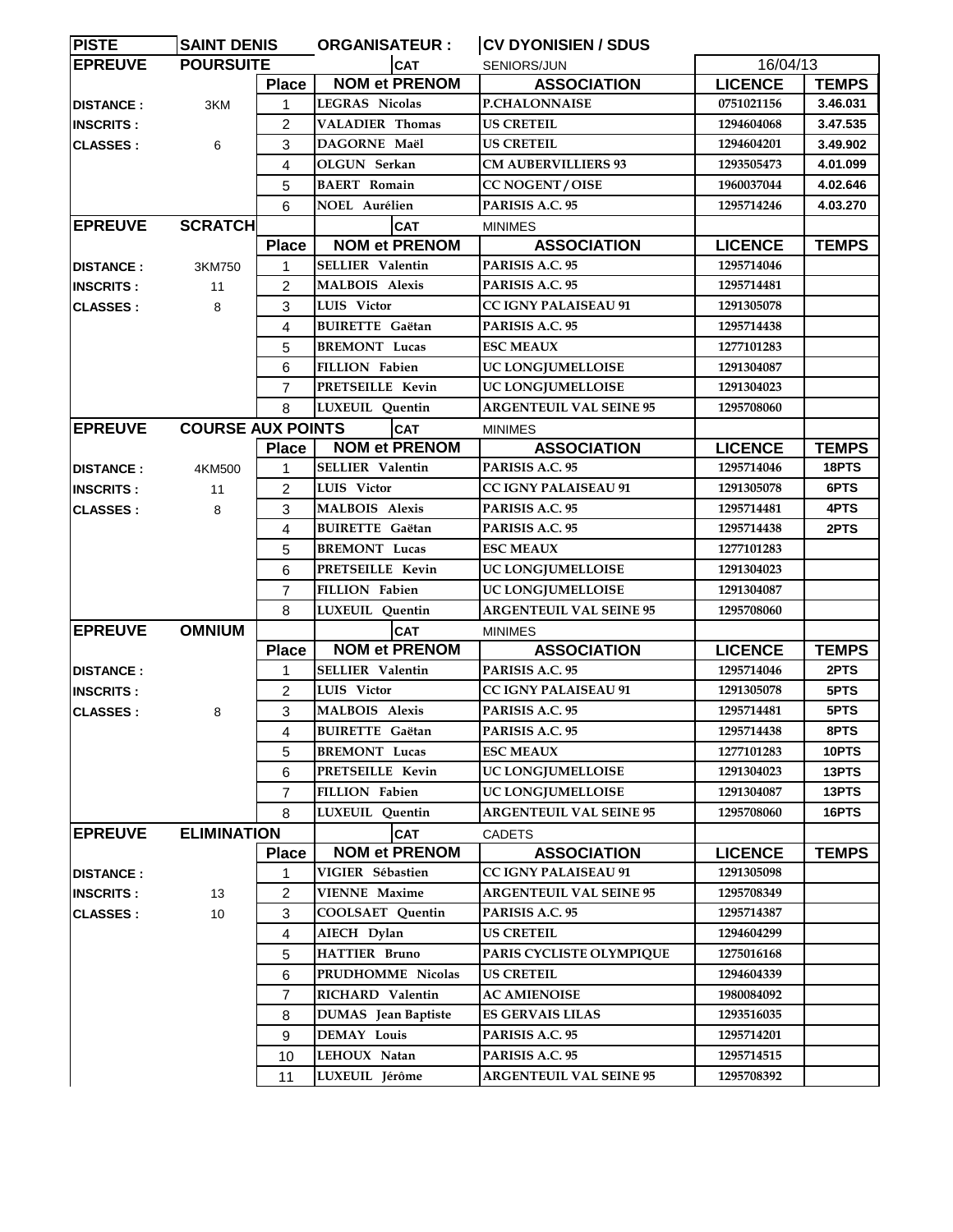| PISTE | SAINT DENIS | ORGANISATEUR : | | CV DYONISIEN / SDUS | | |
|---|---|---|---|---|---|---|
| EPREUVE | POURSUITE | | CAT | SENIORS/JUN | 16/04/13 | |
| | | Place | NOM et PRENOM | ASSOCIATION | LICENCE | TEMPS |
| DISTANCE : | 3KM | 1 | LEGRAS Nicolas | P.CHALONNAISE | 0751021156 | 3.46.031 |
| INSCRITS : | | 2 | VALADIER Thomas | US CRETEIL | 1294604068 | 3.47.535 |
| CLASSES : | 6 | 3 | DAGORNE Maël | US CRETEIL | 1294604201 | 3.49.902 |
| | | 4 | OLGUN Serkan | CM AUBERVILLIERS 93 | 1293505473 | 4.01.099 |
| | | 5 | BAERT Romain | CC NOGENT / OISE | 1960037044 | 4.02.646 |
| | | 6 | NOEL Aurélien | PARISIS A.C. 95 | 1295714246 | 4.03.270 |
| EPREUVE | SCRATCH | | CAT | MINIMES | | |
| | | Place | NOM et PRENOM | ASSOCIATION | LICENCE | TEMPS |
| DISTANCE : | 3KM750 | 1 | SELLIER Valentin | PARISIS A.C. 95 | 1295714046 | |
| INSCRITS : | 11 | 2 | MALBOIS Alexis | PARISIS A.C. 95 | 1295714481 | |
| CLASSES : | 8 | 3 | LUIS Victor | CC IGNY PALAISEAU 91 | 1291305078 | |
| | | 4 | BUIRETTE Gaëtan | PARISIS A.C. 95 | 1295714438 | |
| | | 5 | BREMONT Lucas | ESC MEAUX | 1277101283 | |
| | | 6 | FILLION Fabien | UC LONGJUMELLOISE | 1291304087 | |
| | | 7 | PRETSEILLE Kevin | UC LONGJUMELLOISE | 1291304023 | |
| | | 8 | LUXEUIL Quentin | ARGENTEUIL VAL SEINE 95 | 1295708060 | |
| EPREUVE | COURSE AUX POINTS | | CAT | MINIMES | | |
| | | Place | NOM et PRENOM | ASSOCIATION | LICENCE | TEMPS |
| DISTANCE : | 4KM500 | 1 | SELLIER Valentin | PARISIS A.C. 95 | 1295714046 | 18PTS |
| INSCRITS : | 11 | 2 | LUIS Victor | CC IGNY PALAISEAU 91 | 1291305078 | 6PTS |
| CLASSES : | 8 | 3 | MALBOIS Alexis | PARISIS A.C. 95 | 1295714481 | 4PTS |
| | | 4 | BUIRETTE Gaëtan | PARISIS A.C. 95 | 1295714438 | 2PTS |
| | | 5 | BREMONT Lucas | ESC MEAUX | 1277101283 | |
| | | 6 | PRETSEILLE Kevin | UC LONGJUMELLOISE | 1291304023 | |
| | | 7 | FILLION Fabien | UC LONGJUMELLOISE | 1291304087 | |
| | | 8 | LUXEUIL Quentin | ARGENTEUIL VAL SEINE 95 | 1295708060 | |
| EPREUVE | OMNIUM | | CAT | MINIMES | | |
| | | Place | NOM et PRENOM | ASSOCIATION | LICENCE | TEMPS |
| DISTANCE : | | 1 | SELLIER Valentin | PARISIS A.C. 95 | 1295714046 | 2PTS |
| INSCRITS : | | 2 | LUIS Victor | CC IGNY PALAISEAU 91 | 1291305078 | 5PTS |
| CLASSES : | 8 | 3 | MALBOIS Alexis | PARISIS A.C. 95 | 1295714481 | 5PTS |
| | | 4 | BUIRETTE Gaëtan | PARISIS A.C. 95 | 1295714438 | 8PTS |
| | | 5 | BREMONT Lucas | ESC MEAUX | 1277101283 | 10PTS |
| | | 6 | PRETSEILLE Kevin | UC LONGJUMELLOISE | 1291304023 | 13PTS |
| | | 7 | FILLION Fabien | UC LONGJUMELLOISE | 1291304087 | 13PTS |
| | | 8 | LUXEUIL Quentin | ARGENTEUIL VAL SEINE 95 | 1295708060 | 16PTS |
| EPREUVE | ELIMINATION | | CAT | CADETS | | |
| | | Place | NOM et PRENOM | ASSOCIATION | LICENCE | TEMPS |
| DISTANCE : | | 1 | VIGIER Sébastien | CC IGNY PALAISEAU 91 | 1291305098 | |
| INSCRITS : | 13 | 2 | VIENNE Maxime | ARGENTEUIL VAL SEINE 95 | 1295708349 | |
| CLASSES : | 10 | 3 | COOLSAET Quentin | PARISIS A.C. 95 | 1295714387 | |
| | | 4 | AIECH Dylan | US CRETEIL | 1294604299 | |
| | | 5 | HATTIER Bruno | PARIS CYCLISTE OLYMPIQUE | 1275016168 | |
| | | 6 | PRUDHOMME Nicolas | US CRETEIL | 1294604339 | |
| | | 7 | RICHARD Valentin | AC AMIENOISE | 1980084092 | |
| | | 8 | DUMAS Jean Baptiste | ES GERVAIS LILAS | 1293516035 | |
| | | 9 | DEMAY Louis | PARISIS A.C. 95 | 1295714201 | |
| | | 10 | LEHOUX Natan | PARISIS A.C. 95 | 1295714515 | |
| | | 11 | LUXEUIL Jérôme | ARGENTEUIL VAL SEINE 95 | 1295708392 | |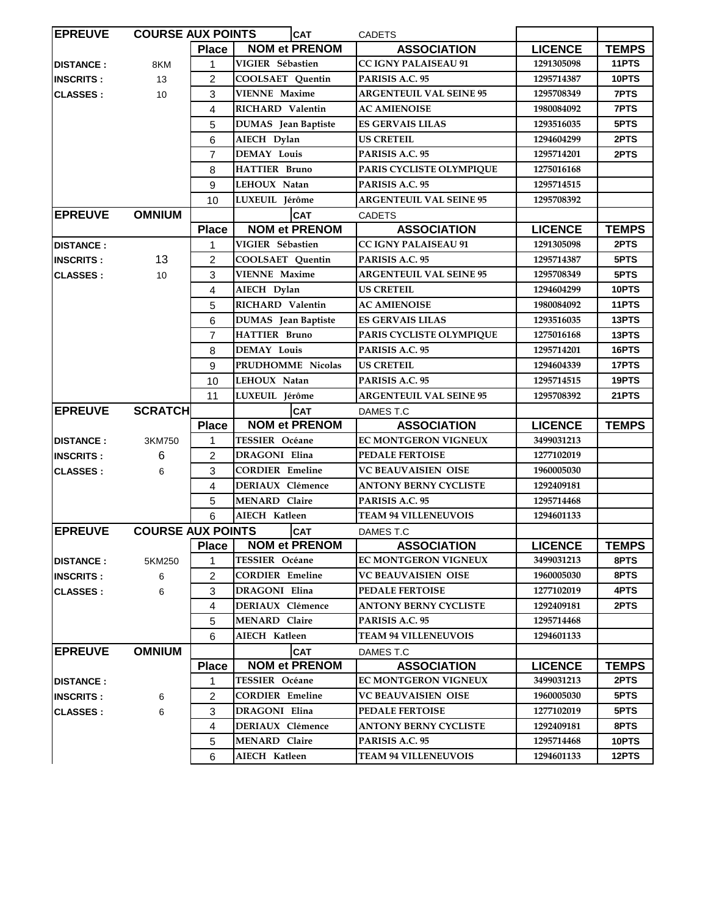| EPREUVE | COURSE AUX POINTS | | CAT | CADETS | | |
|---|---|---|---|---|---|---|
| | | Place | NOM et PRENOM | ASSOCIATION | LICENCE | TEMPS |
| DISTANCE : | 8KM | 1 | VIGIER Sébastien | CC IGNY PALAISEAU 91 | 1291305098 | 11PTS |
| INSCRITS : | 13 | 2 | COOLSAET Quentin | PARISIS A.C. 95 | 1295714387 | 10PTS |
| CLASSES : | 10 | 3 | VIENNE Maxime | ARGENTEUIL VAL SEINE 95 | 1295708349 | 7PTS |
| | | 4 | RICHARD Valentin | AC AMIENOISE | 1980084092 | 7PTS |
| | | 5 | DUMAS Jean Baptiste | ES GERVAIS LILAS | 1293516035 | 5PTS |
| | | 6 | AIECH Dylan | US CRETEIL | 1294604299 | 2PTS |
| | | 7 | DEMAY Louis | PARISIS A.C. 95 | 1295714201 | 2PTS |
| | | 8 | HATTIER Bruno | PARIS CYCLISTE OLYMPIQUE | 1275016168 | |
| | | 9 | LEHOUX Natan | PARISIS A.C. 95 | 1295714515 | |
| | | 10 | LUXEUIL Jérôme | ARGENTEUIL VAL SEINE 95 | 1295708392 | |

| EPREUVE | OMNIUM | | CAT | CADETS | | |
|---|---|---|---|---|---|---|
| | | Place | NOM et PRENOM | ASSOCIATION | LICENCE | TEMPS |
| DISTANCE : | | 1 | VIGIER Sébastien | CC IGNY PALAISEAU 91 | 1291305098 | 2PTS |
| INSCRITS : | 13 | 2 | COOLSAET Quentin | PARISIS A.C. 95 | 1295714387 | 5PTS |
| CLASSES : | 10 | 3 | VIENNE Maxime | ARGENTEUIL VAL SEINE 95 | 1295708349 | 5PTS |
| | | 4 | AIECH Dylan | US CRETEIL | 1294604299 | 10PTS |
| | | 5 | RICHARD Valentin | AC AMIENOISE | 1980084092 | 11PTS |
| | | 6 | DUMAS Jean Baptiste | ES GERVAIS LILAS | 1293516035 | 13PTS |
| | | 7 | HATTIER Bruno | PARIS CYCLISTE OLYMPIQUE | 1275016168 | 13PTS |
| | | 8 | DEMAY Louis | PARISIS A.C. 95 | 1295714201 | 16PTS |
| | | 9 | PRUDHOMME Nicolas | US CRETEIL | 1294604339 | 17PTS |
| | | 10 | LEHOUX Natan | PARISIS A.C. 95 | 1295714515 | 19PTS |
| | | 11 | LUXEUIL Jérôme | ARGENTEUIL VAL SEINE 95 | 1295708392 | 21PTS |

| EPREUVE | SCRATCH | | CAT | DAMES T.C | | |
|---|---|---|---|---|---|---|
| | | Place | NOM et PRENOM | ASSOCIATION | LICENCE | TEMPS |
| DISTANCE : | 3KM750 | 1 | TESSIER Océane | EC MONTGERON VIGNEUX | 3499031213 | |
| INSCRITS : | 6 | 2 | DRAGONI Elina | PEDALE FERTOISE | 1277102019 | |
| CLASSES : | 6 | 3 | CORDIER Emeline | VC BEAUVAISIEN OISE | 1960005030 | |
| | | 4 | DERIAUX Clémence | ANTONY BERNY CYCLISTE | 1292409181 | |
| | | 5 | MENARD Claire | PARISIS A.C. 95 | 1295714468 | |
| | | 6 | AIECH Katleen | TEAM 94 VILLENEUVOIS | 1294601133 | |

| EPREUVE | COURSE AUX POINTS | | CAT | DAMES T.C | | |
|---|---|---|---|---|---|---|
| | | Place | NOM et PRENOM | ASSOCIATION | LICENCE | TEMPS |
| DISTANCE : | 5KM250 | 1 | TESSIER Océane | EC MONTGERON VIGNEUX | 3499031213 | 8PTS |
| INSCRITS : | 6 | 2 | CORDIER Emeline | VC BEAUVAISIEN OISE | 1960005030 | 8PTS |
| CLASSES : | 6 | 3 | DRAGONI Elina | PEDALE FERTOISE | 1277102019 | 4PTS |
| | | 4 | DERIAUX Clémence | ANTONY BERNY CYCLISTE | 1292409181 | 2PTS |
| | | 5 | MENARD Claire | PARISIS A.C. 95 | 1295714468 | |
| | | 6 | AIECH Katleen | TEAM 94 VILLENEUVOIS | 1294601133 | |

| EPREUVE | OMNIUM | | CAT | DAMES T.C | | |
|---|---|---|---|---|---|---|
| | | Place | NOM et PRENOM | ASSOCIATION | LICENCE | TEMPS |
| DISTANCE : | | 1 | TESSIER Océane | EC MONTGERON VIGNEUX | 3499031213 | 2PTS |
| INSCRITS : | 6 | 2 | CORDIER Emeline | VC BEAUVAISIEN OISE | 1960005030 | 5PTS |
| CLASSES : | 6 | 3 | DRAGONI Elina | PEDALE FERTOISE | 1277102019 | 5PTS |
| | | 4 | DERIAUX Clémence | ANTONY BERNY CYCLISTE | 1292409181 | 8PTS |
| | | 5 | MENARD Claire | PARISIS A.C. 95 | 1295714468 | 10PTS |
| | | 6 | AIECH Katleen | TEAM 94 VILLENEUVOIS | 1294601133 | 12PTS |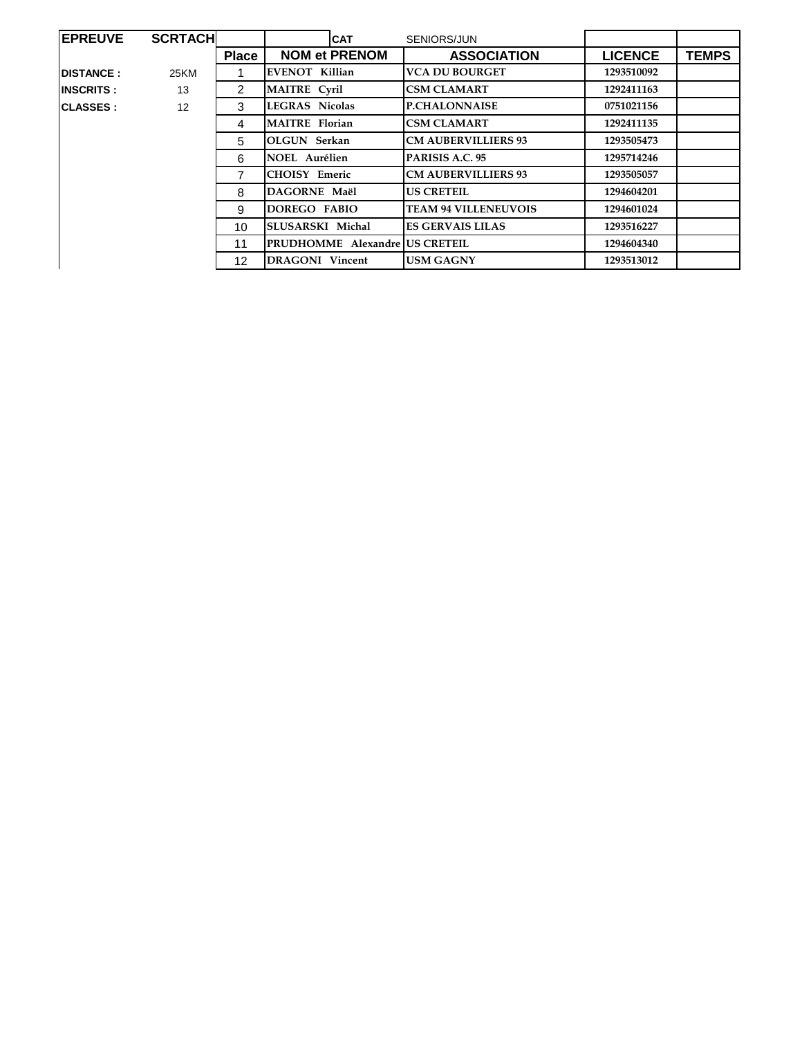| EPREUVE | SCRTACH | | | CAT | SENIORS/JUN | | |
|---|---|---|---|---|---|---|---|
| | | **Place** | **NOM et PRENOM** | | **ASSOCIATION** | **LICENCE** | **TEMPS** |
| **DISTANCE :** | 25KM | 1 | **EVENOT Killian** | | **VCA DU BOURGET** | **1293510092** | |
| **INSCRITS :** | 13 | 2 | **MAITRE Cyril** | | **CSM CLAMART** | **1292411163** | |
| **CLASSES :** | 12 | 3 | **LEGRAS Nicolas** | | **P.CHALONNAISE** | **0751021156** | |
| | | 4 | **MAITRE Florian** | | **CSM CLAMART** | **1292411135** | |
| | | 5 | **OLGUN Serkan** | | **CM AUBERVILLIERS 93** | **1293505473** | |
| | | 6 | **NOEL Aurélien** | | **PARISIS A.C. 95** | **1295714246** | |
| | | 7 | **CHOISY Emeric** | | **CM AUBERVILLIERS 93** | **1293505057** | |
| | | 8 | **DAGORNE Maël** | | **US CRETEIL** | **1294604201** | |
| | | 9 | **DOREGO FABIO** | | **TEAM 94 VILLENEUVOIS** | **1294601024** | |
| | | 10 | **SLUSARSKI Michal** | | **ES GERVAIS LILAS** | **1293516227** | |
| | | 11 | **PRUDHOMME Alexandre** | | **US CRETEIL** | **1294604340** | |
| | | 12 | **DRAGONI Vincent** | | **USM GAGNY** | **1293513012** | |